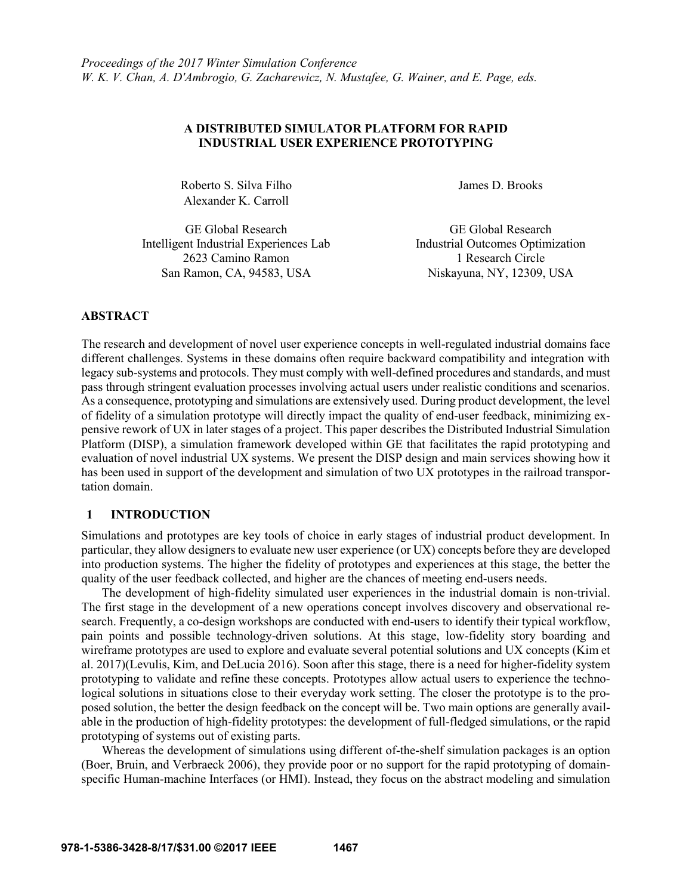*Proceedings of the 2017 Winter Simulation Conference*
*W. K. V. Chan, A. D'Ambrogio, G. Zacharewicz, N. Mustafee, G. Wainer, and E. Page, eds.*

# A DISTRIBUTED SIMULATOR PLATFORM FOR RAPID INDUSTRIAL USER EXPERIENCE PROTOTYPING

Roberto S. Silva Filho
Alexander K. Carroll

GE Global Research
Intelligent Industrial Experiences Lab
2623 Camino Ramon
San Ramon, CA, 94583, USA

James D. Brooks

GE Global Research
Industrial Outcomes Optimization
1 Research Circle
Niskayuna, NY, 12309, USA

## ABSTRACT

The research and development of novel user experience concepts in well-regulated industrial domains face different challenges. Systems in these domains often require backward compatibility and integration with legacy sub-systems and protocols. They must comply with well-defined procedures and standards, and must pass through stringent evaluation processes involving actual users under realistic conditions and scenarios. As a consequence, prototyping and simulations are extensively used. During product development, the level of fidelity of a simulation prototype will directly impact the quality of end-user feedback, minimizing expensive rework of UX in later stages of a project. This paper describes the Distributed Industrial Simulation Platform (DISP), a simulation framework developed within GE that facilitates the rapid prototyping and evaluation of novel industrial UX systems. We present the DISP design and main services showing how it has been used in support of the development and simulation of two UX prototypes in the railroad transportation domain.

## 1 INTRODUCTION

Simulations and prototypes are key tools of choice in early stages of industrial product development. In particular, they allow designers to evaluate new user experience (or UX) concepts before they are developed into production systems. The higher the fidelity of prototypes and experiences at this stage, the better the quality of the user feedback collected, and higher are the chances of meeting end-users needs.

The development of high-fidelity simulated user experiences in the industrial domain is non-trivial. The first stage in the development of a new operations concept involves discovery and observational research. Frequently, a co-design workshops are conducted with end-users to identify their typical workflow, pain points and possible technology-driven solutions. At this stage, low-fidelity story boarding and wireframe prototypes are used to explore and evaluate several potential solutions and UX concepts (Kim et al. 2017)(Levulis, Kim, and DeLucia 2016). Soon after this stage, there is a need for higher-fidelity system prototyping to validate and refine these concepts. Prototypes allow actual users to experience the technological solutions in situations close to their everyday work setting. The closer the prototype is to the proposed solution, the better the design feedback on the concept will be. Two main options are generally available in the production of high-fidelity prototypes: the development of full-fledged simulations, or the rapid prototyping of systems out of existing parts.

Whereas the development of simulations using different of-the-shelf simulation packages is an option (Boer, Bruin, and Verbraeck 2006), they provide poor or no support for the rapid prototyping of domain-specific Human-machine Interfaces (or HMI). Instead, they focus on the abstract modeling and simulation

978-1-5386-3428-8/17/$31.00 ©2017 IEEE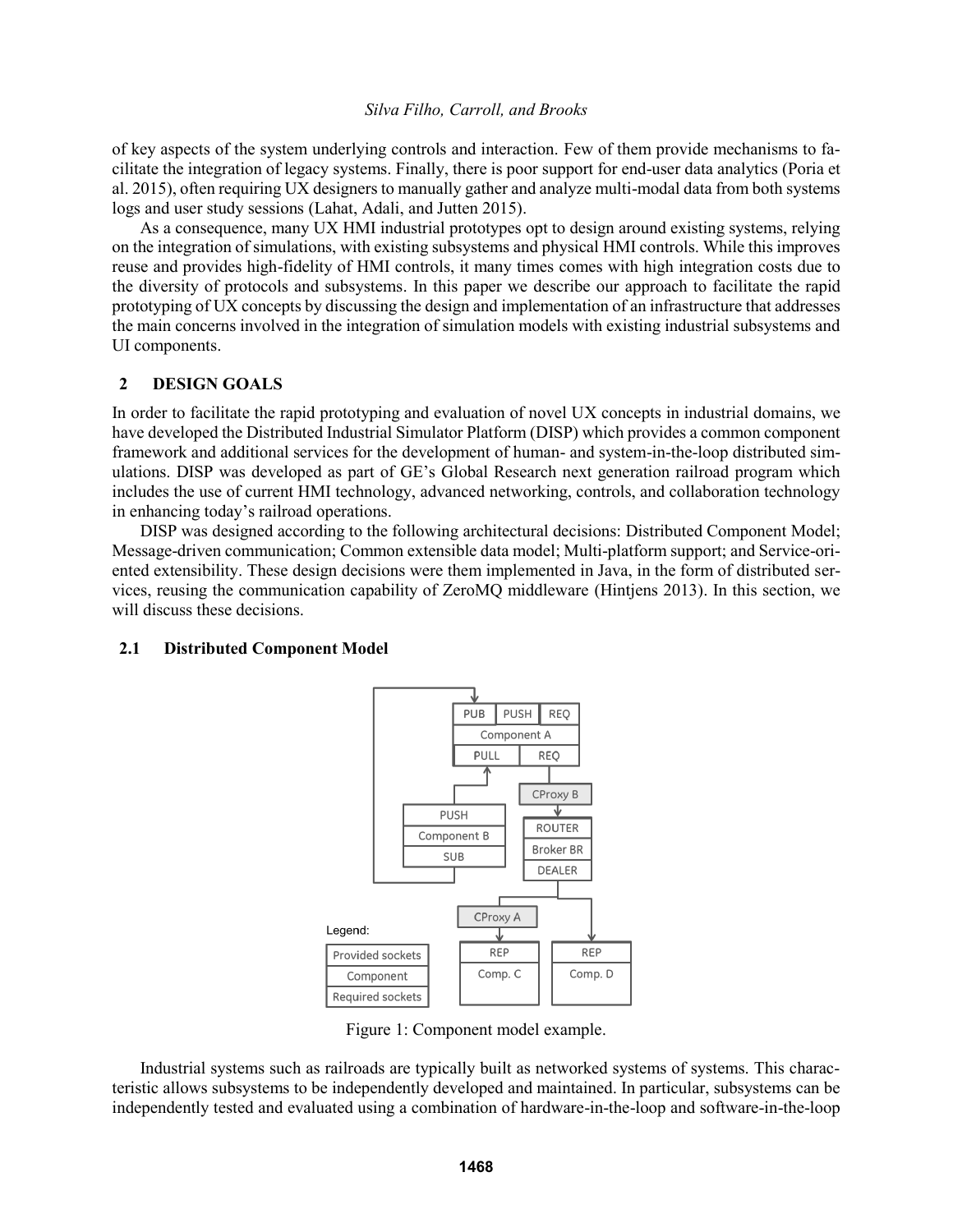of key aspects of the system underlying controls and interaction. Few of them provide mechanisms to facilitate the integration of legacy systems. Finally, there is poor support for end-user data analytics (Poria et al. 2015), often requiring UX designers to manually gather and analyze multi-modal data from both systems logs and user study sessions (Lahat, Adali, and Jutten 2015).

As a consequence, many UX HMI industrial prototypes opt to design around existing systems, relying on the integration of simulations, with existing subsystems and physical HMI controls. While this improves reuse and provides high-fidelity of HMI controls, it many times comes with high integration costs due to the diversity of protocols and subsystems. In this paper we describe our approach to facilitate the rapid prototyping of UX concepts by discussing the design and implementation of an infrastructure that addresses the main concerns involved in the integration of simulation models with existing industrial subsystems and UI components.

## 2 DESIGN GOALS

In order to facilitate the rapid prototyping and evaluation of novel UX concepts in industrial domains, we have developed the Distributed Industrial Simulator Platform (DISP) which provides a common component framework and additional services for the development of human- and system-in-the-loop distributed simulations. DISP was developed as part of GE's Global Research next generation railroad program which includes the use of current HMI technology, advanced networking, controls, and collaboration technology in enhancing today's railroad operations.

DISP was designed according to the following architectural decisions: Distributed Component Model; Message-driven communication; Common extensible data model; Multi-platform support; and Service-oriented extensibility. These design decisions were them implemented in Java, in the form of distributed services, reusing the communication capability of ZeroMQ middleware (Hintjens 2013). In this section, we will discuss these decisions.

### 2.1 Distributed Component Model

Figure 1: Component model example.

Industrial systems such as railroads are typically built as networked systems of systems. This characteristic allows subsystems to be independently developed and maintained. In particular, subsystems can be independently tested and evaluated using a combination of hardware-in-the-loop and software-in-the-loop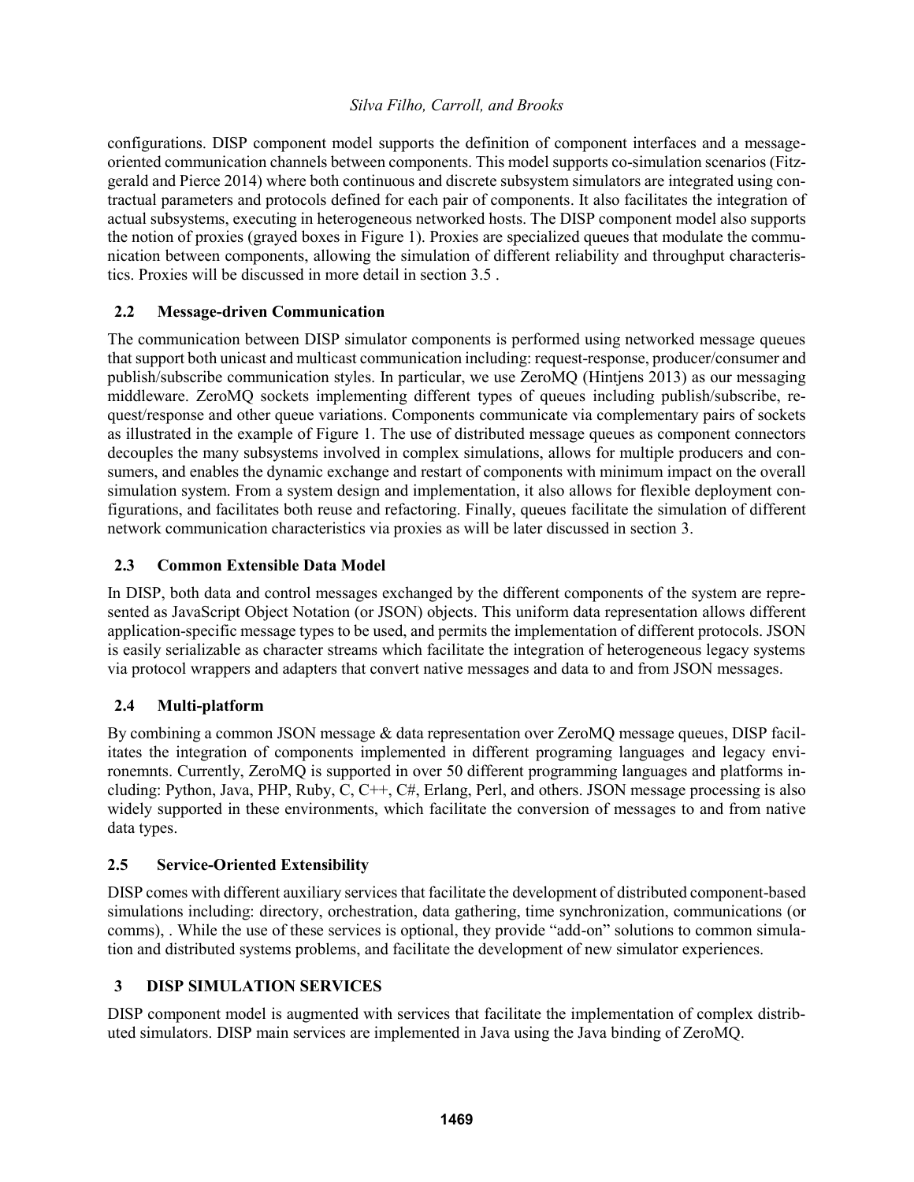configurations. DISP component model supports the definition of component interfaces and a message-oriented communication channels between components. This model supports co-simulation scenarios (Fitzgerald and Pierce 2014) where both continuous and discrete subsystem simulators are integrated using contractual parameters and protocols defined for each pair of components. It also facilitates the integration of actual subsystems, executing in heterogeneous networked hosts. The DISP component model also supports the notion of proxies (grayed boxes in Figure 1). Proxies are specialized queues that modulate the communication between components, allowing the simulation of different reliability and throughput characteristics. Proxies will be discussed in more detail in section 3.5 .

### 2.2 Message-driven Communication

The communication between DISP simulator components is performed using networked message queues that support both unicast and multicast communication including: request-response, producer/consumer and publish/subscribe communication styles. In particular, we use ZeroMQ (Hintjens 2013) as our messaging middleware. ZeroMQ sockets implementing different types of queues including publish/subscribe, request/response and other queue variations. Components communicate via complementary pairs of sockets as illustrated in the example of Figure 1. The use of distributed message queues as component connectors decouples the many subsystems involved in complex simulations, allows for multiple producers and consumers, and enables the dynamic exchange and restart of components with minimum impact on the overall simulation system. From a system design and implementation, it also allows for flexible deployment configurations, and facilitates both reuse and refactoring. Finally, queues facilitate the simulation of different network communication characteristics via proxies as will be later discussed in section 3.

### 2.3 Common Extensible Data Model

In DISP, both data and control messages exchanged by the different components of the system are represented as JavaScript Object Notation (or JSON) objects. This uniform data representation allows different application-specific message types to be used, and permits the implementation of different protocols. JSON is easily serializable as character streams which facilitate the integration of heterogeneous legacy systems via protocol wrappers and adapters that convert native messages and data to and from JSON messages.

### 2.4 Multi-platform

By combining a common JSON message & data representation over ZeroMQ message queues, DISP facilitates the integration of components implemented in different programing languages and legacy environemnts. Currently, ZeroMQ is supported in over 50 different programming languages and platforms including: Python, Java, PHP, Ruby, C, C++, C#, Erlang, Perl, and others. JSON message processing is also widely supported in these environments, which facilitate the conversion of messages to and from native data types.

### 2.5 Service-Oriented Extensibility

DISP comes with different auxiliary services that facilitate the development of distributed component-based simulations including: directory, orchestration, data gathering, time synchronization, communications (or comms), . While the use of these services is optional, they provide "add-on" solutions to common simulation and distributed systems problems, and facilitate the development of new simulator experiences.

## 3 DISP SIMULATION SERVICES

DISP component model is augmented with services that facilitate the implementation of complex distributed simulators. DISP main services are implemented in Java using the Java binding of ZeroMQ.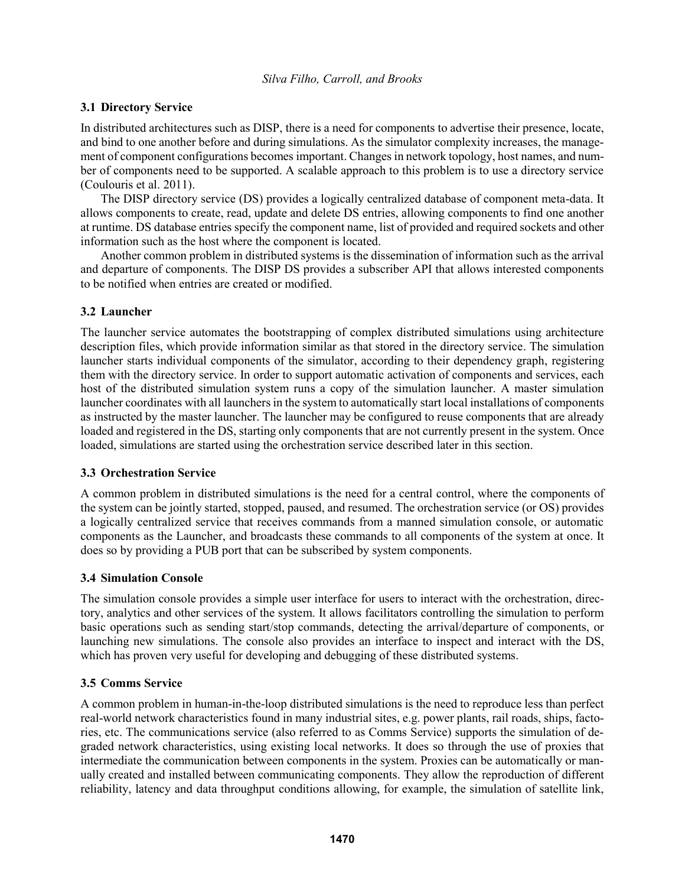### 3.1 Directory Service

In distributed architectures such as DISP, there is a need for components to advertise their presence, locate, and bind to one another before and during simulations. As the simulator complexity increases, the management of component configurations becomes important. Changes in network topology, host names, and number of components need to be supported. A scalable approach to this problem is to use a directory service (Coulouris et al. 2011).

The DISP directory service (DS) provides a logically centralized database of component meta-data. It allows components to create, read, update and delete DS entries, allowing components to find one another at runtime. DS database entries specify the component name, list of provided and required sockets and other information such as the host where the component is located.

Another common problem in distributed systems is the dissemination of information such as the arrival and departure of components. The DISP DS provides a subscriber API that allows interested components to be notified when entries are created or modified.

### 3.2 Launcher

The launcher service automates the bootstrapping of complex distributed simulations using architecture description files, which provide information similar as that stored in the directory service. The simulation launcher starts individual components of the simulator, according to their dependency graph, registering them with the directory service. In order to support automatic activation of components and services, each host of the distributed simulation system runs a copy of the simulation launcher. A master simulation launcher coordinates with all launchers in the system to automatically start local installations of components as instructed by the master launcher. The launcher may be configured to reuse components that are already loaded and registered in the DS, starting only components that are not currently present in the system. Once loaded, simulations are started using the orchestration service described later in this section.

### 3.3 Orchestration Service

A common problem in distributed simulations is the need for a central control, where the components of the system can be jointly started, stopped, paused, and resumed. The orchestration service (or OS) provides a logically centralized service that receives commands from a manned simulation console, or automatic components as the Launcher, and broadcasts these commands to all components of the system at once. It does so by providing a PUB port that can be subscribed by system components.

### 3.4 Simulation Console

The simulation console provides a simple user interface for users to interact with the orchestration, directory, analytics and other services of the system. It allows facilitators controlling the simulation to perform basic operations such as sending start/stop commands, detecting the arrival/departure of components, or launching new simulations. The console also provides an interface to inspect and interact with the DS, which has proven very useful for developing and debugging of these distributed systems.

### 3.5 Comms Service

A common problem in human-in-the-loop distributed simulations is the need to reproduce less than perfect real-world network characteristics found in many industrial sites, e.g. power plants, rail roads, ships, factories, etc. The communications service (also referred to as Comms Service) supports the simulation of degraded network characteristics, using existing local networks. It does so through the use of proxies that intermediate the communication between components in the system. Proxies can be automatically or manually created and installed between communicating components. They allow the reproduction of different reliability, latency and data throughput conditions allowing, for example, the simulation of satellite link,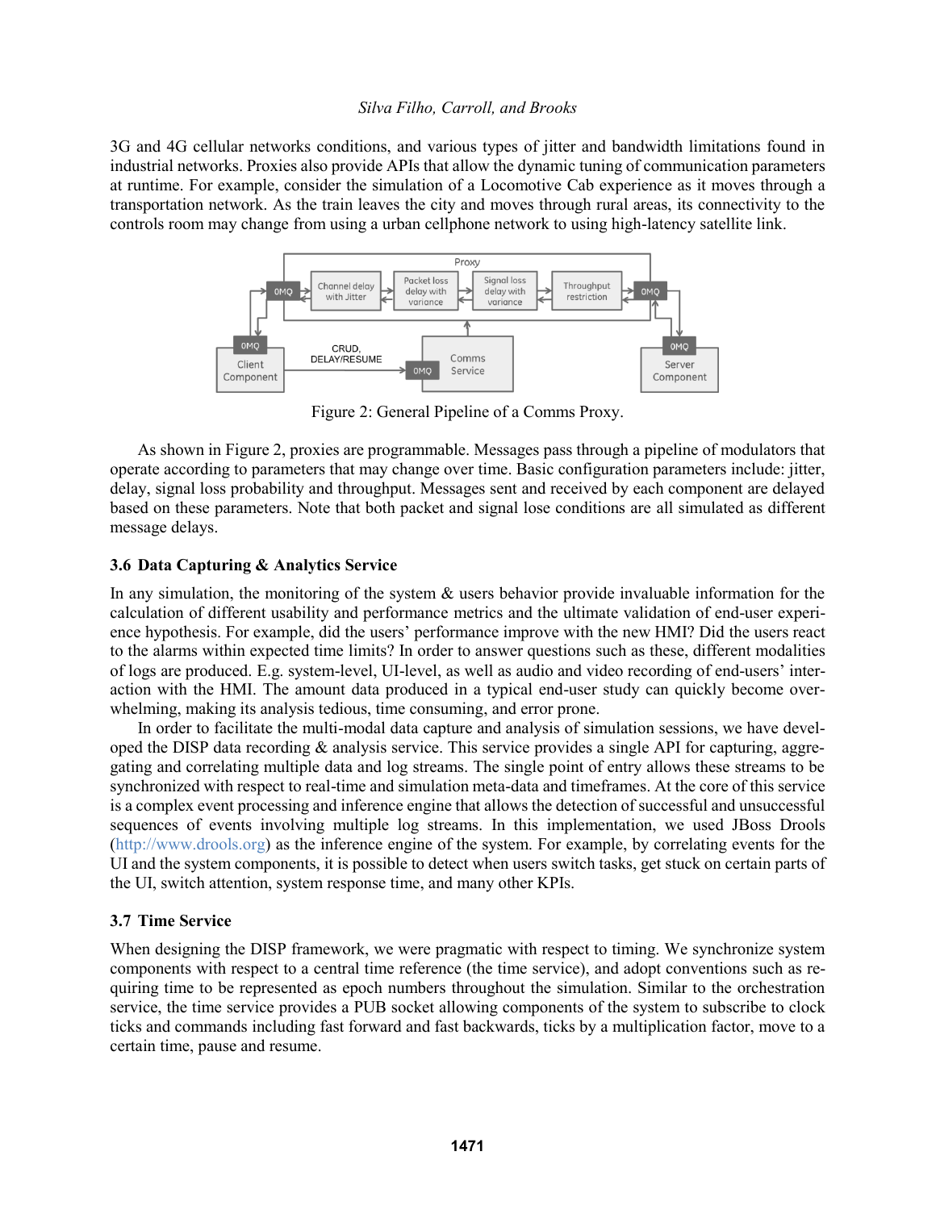3G and 4G cellular networks conditions, and various types of jitter and bandwidth limitations found in industrial networks. Proxies also provide APIs that allow the dynamic tuning of communication parameters at runtime. For example, consider the simulation of a Locomotive Cab experience as it moves through a transportation network. As the train leaves the city and moves through rural areas, its connectivity to the controls room may change from using a urban cellphone network to using high-latency satellite link.

Figure 2: General Pipeline of a Comms Proxy.

As shown in Figure 2, proxies are programmable. Messages pass through a pipeline of modulators that operate according to parameters that may change over time. Basic configuration parameters include: jitter, delay, signal loss probability and throughput. Messages sent and received by each component are delayed based on these parameters. Note that both packet and signal lose conditions are all simulated as different message delays.

### 3.6 Data Capturing & Analytics Service

In any simulation, the monitoring of the system & users behavior provide invaluable information for the calculation of different usability and performance metrics and the ultimate validation of end-user experience hypothesis. For example, did the users' performance improve with the new HMI? Did the users react to the alarms within expected time limits? In order to answer questions such as these, different modalities of logs are produced. E.g. system-level, UI-level, as well as audio and video recording of end-users' interaction with the HMI. The amount data produced in a typical end-user study can quickly become overwhelming, making its analysis tedious, time consuming, and error prone.

In order to facilitate the multi-modal data capture and analysis of simulation sessions, we have developed the DISP data recording & analysis service. This service provides a single API for capturing, aggregating and correlating multiple data and log streams. The single point of entry allows these streams to be synchronized with respect to real-time and simulation meta-data and timeframes. At the core of this service is a complex event processing and inference engine that allows the detection of successful and unsuccessful sequences of events involving multiple log streams. In this implementation, we used JBoss Drools (http://www.drools.org) as the inference engine of the system. For example, by correlating events for the UI and the system components, it is possible to detect when users switch tasks, get stuck on certain parts of the UI, switch attention, system response time, and many other KPIs.

### 3.7 Time Service

When designing the DISP framework, we were pragmatic with respect to timing. We synchronize system components with respect to a central time reference (the time service), and adopt conventions such as requiring time to be represented as epoch numbers throughout the simulation. Similar to the orchestration service, the time service provides a PUB socket allowing components of the system to subscribe to clock ticks and commands including fast forward and fast backwards, ticks by a multiplication factor, move to a certain time, pause and resume.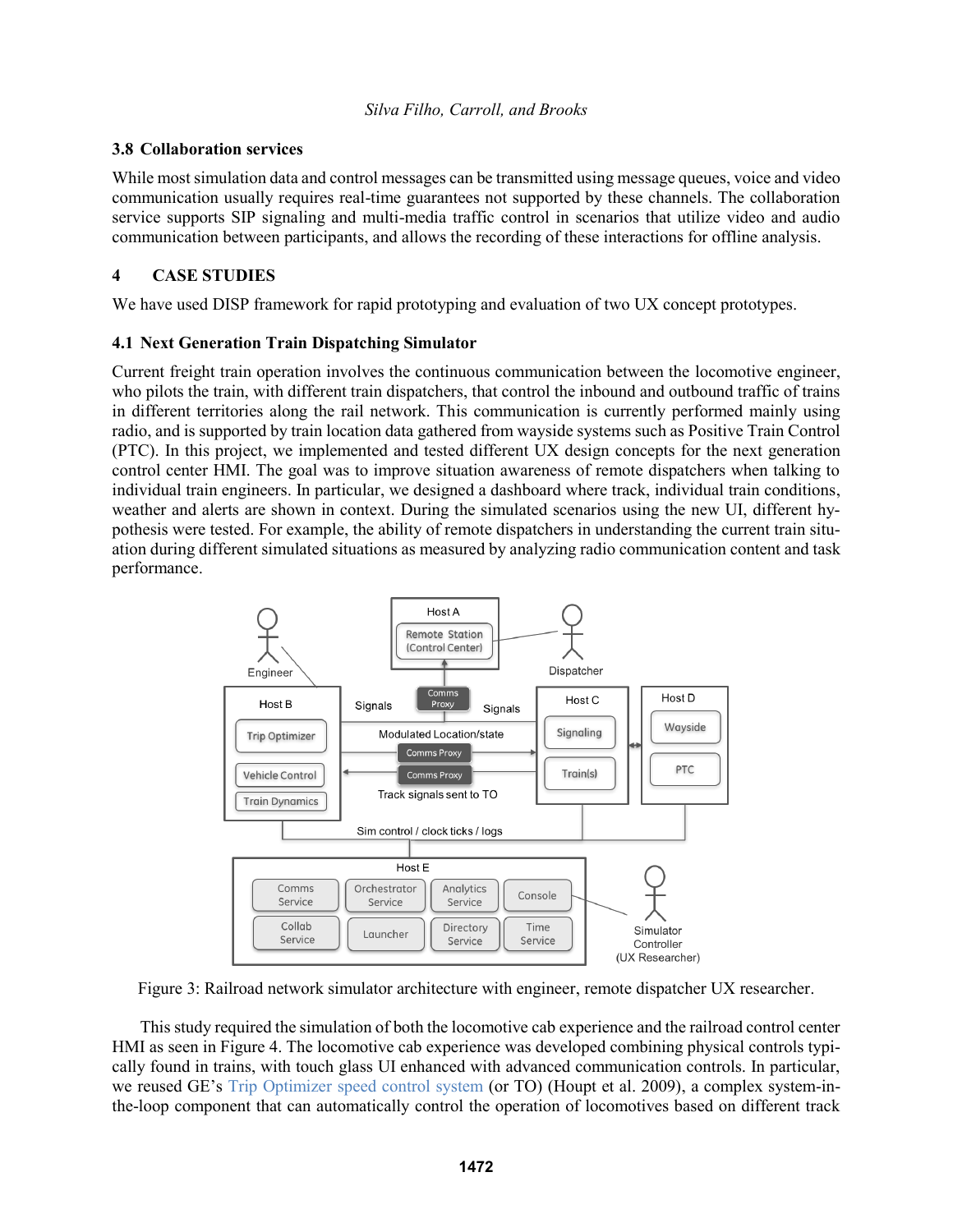### 3.8 Collaboration services

While most simulation data and control messages can be transmitted using message queues, voice and video communication usually requires real-time guarantees not supported by these channels. The collaboration service supports SIP signaling and multi-media traffic control in scenarios that utilize video and audio communication between participants, and allows the recording of these interactions for offline analysis.

## 4 CASE STUDIES

We have used DISP framework for rapid prototyping and evaluation of two UX concept prototypes.

### 4.1 Next Generation Train Dispatching Simulator

Current freight train operation involves the continuous communication between the locomotive engineer, who pilots the train, with different train dispatchers, that control the inbound and outbound traffic of trains in different territories along the rail network. This communication is currently performed mainly using radio, and is supported by train location data gathered from wayside systems such as Positive Train Control (PTC). In this project, we implemented and tested different UX design concepts for the next generation control center HMI. The goal was to improve situation awareness of remote dispatchers when talking to individual train engineers. In particular, we designed a dashboard where track, individual train conditions, weather and alerts are shown in context. During the simulated scenarios using the new UI, different hypothesis were tested. For example, the ability of remote dispatchers in understanding the current train situation during different simulated situations as measured by analyzing radio communication content and task performance.

Figure 3: Railroad network simulator architecture with engineer, remote dispatcher UX researcher.

This study required the simulation of both the locomotive cab experience and the railroad control center HMI as seen in Figure 4. The locomotive cab experience was developed combining physical controls typically found in trains, with touch glass UI enhanced with advanced communication controls. In particular, we reused GE's Trip Optimizer speed control system (or TO) (Houpt et al. 2009), a complex system-in-the-loop component that can automatically control the operation of locomotives based on different track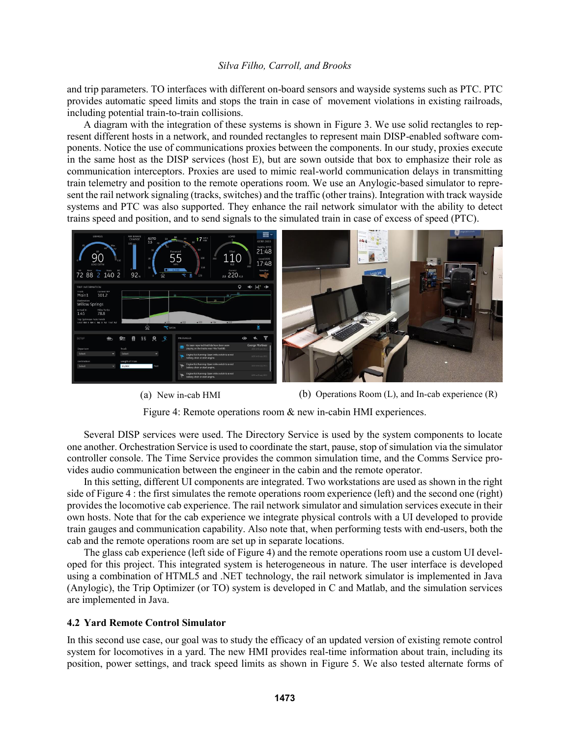and trip parameters. TO interfaces with different on-board sensors and wayside systems such as PTC. PTC provides automatic speed limits and stops the train in case of movement violations in existing railroads, including potential train-to-train collisions.

A diagram with the integration of these systems is shown in Figure 3. We use solid rectangles to represent different hosts in a network, and rounded rectangles to represent main DISP-enabled software components. Notice the use of communications proxies between the components. In our study, proxies execute in the same host as the DISP services (host E), but are sown outside that box to emphasize their role as communication interceptors. Proxies are used to mimic real-world communication delays in transmitting train telemetry and position to the remote operations room. We use an Anylogic-based simulator to represent the rail network signaling (tracks, switches) and the traffic (other trains). Integration with track wayside systems and PTC was also supported. They enhance the rail network simulator with the ability to detect trains speed and position, and to send signals to the simulated train in case of excess of speed (PTC).

(a) New in-cab HMI

(b) Operations Room (L), and In-cab experience (R)

Figure 4: Remote operations room & new in-cabin HMI experiences.

Several DISP services were used. The Directory Service is used by the system components to locate one another. Orchestration Service is used to coordinate the start, pause, stop of simulation via the simulator controller console. The Time Service provides the common simulation time, and the Comms Service provides audio communication between the engineer in the cabin and the remote operator.

In this setting, different UI components are integrated. Two workstations are used as shown in the right side of Figure 4 : the first simulates the remote operations room experience (left) and the second one (right) provides the locomotive cab experience. The rail network simulator and simulation services execute in their own hosts. Note that for the cab experience we integrate physical controls with a UI developed to provide train gauges and communication capability. Also note that, when performing tests with end-users, both the cab and the remote operations room are set up in separate locations.

The glass cab experience (left side of Figure 4) and the remote operations room use a custom UI developed for this project. This integrated system is heterogeneous in nature. The user interface is developed using a combination of HTML5 and .NET technology, the rail network simulator is implemented in Java (Anylogic), the Trip Optimizer (or TO) system is developed in C and Matlab, and the simulation services are implemented in Java.

### 4.2 Yard Remote Control Simulator

In this second use case, our goal was to study the efficacy of an updated version of existing remote control system for locomotives in a yard. The new HMI provides real-time information about train, including its position, power settings, and track speed limits as shown in Figure 5. We also tested alternate forms of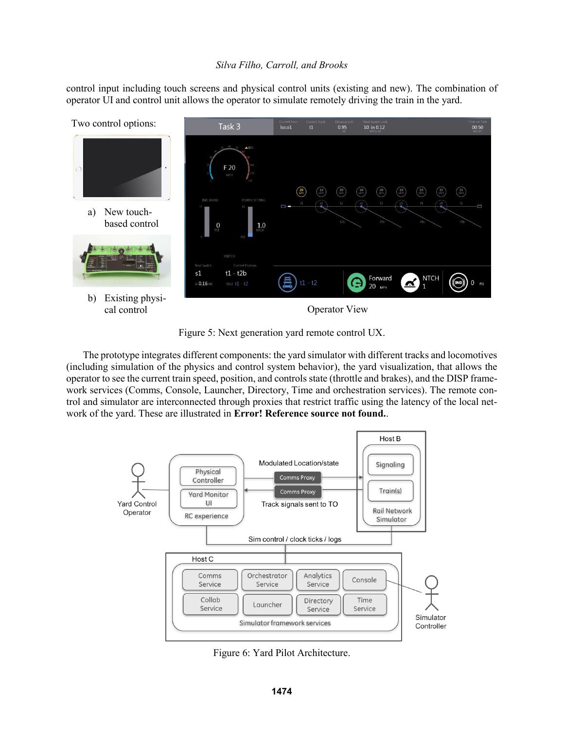control input including touch screens and physical control units (existing and new). The combination of operator UI and control unit allows the operator to simulate remotely driving the train in the yard.

Figure 5: Next generation yard remote control UX.

The prototype integrates different components: the yard simulator with different tracks and locomotives (including simulation of the physics and control system behavior), the yard visualization, that allows the operator to see the current train speed, position, and controls state (throttle and brakes), and the DISP framework services (Comms, Console, Launcher, Directory, Time and orchestration services). The remote control and simulator are interconnected through proxies that restrict traffic using the latency of the local network of the yard. These are illustrated in **Error! Reference source not found.**.

Figure 6: Yard Pilot Architecture.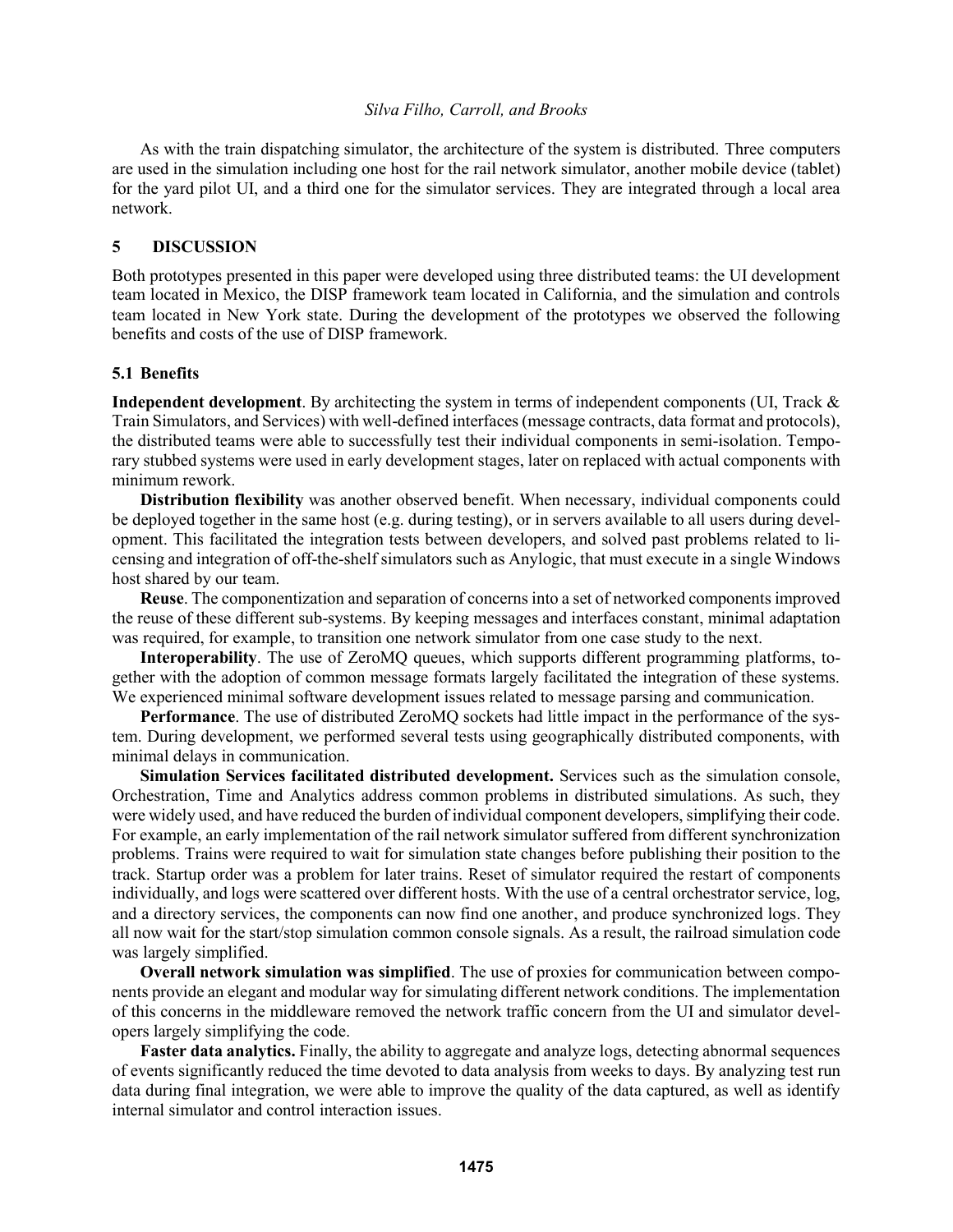As with the train dispatching simulator, the architecture of the system is distributed. Three computers are used in the simulation including one host for the rail network simulator, another mobile device (tablet) for the yard pilot UI, and a third one for the simulator services. They are integrated through a local area network.

# 5 DISCUSSION

Both prototypes presented in this paper were developed using three distributed teams: the UI development team located in Mexico, the DISP framework team located in California, and the simulation and controls team located in New York state. During the development of the prototypes we observed the following benefits and costs of the use of DISP framework.

## 5.1 Benefits

**Independent development**. By architecting the system in terms of independent components (UI, Track & Train Simulators, and Services) with well-defined interfaces (message contracts, data format and protocols), the distributed teams were able to successfully test their individual components in semi-isolation. Temporary stubbed systems were used in early development stages, later on replaced with actual components with minimum rework.

**Distribution flexibility** was another observed benefit. When necessary, individual components could be deployed together in the same host (e.g. during testing), or in servers available to all users during development. This facilitated the integration tests between developers, and solved past problems related to licensing and integration of off-the-shelf simulators such as Anylogic, that must execute in a single Windows host shared by our team.

**Reuse**. The componentization and separation of concerns into a set of networked components improved the reuse of these different sub-systems. By keeping messages and interfaces constant, minimal adaptation was required, for example, to transition one network simulator from one case study to the next.

**Interoperability**. The use of ZeroMQ queues, which supports different programming platforms, together with the adoption of common message formats largely facilitated the integration of these systems. We experienced minimal software development issues related to message parsing and communication.

**Performance**. The use of distributed ZeroMQ sockets had little impact in the performance of the system. During development, we performed several tests using geographically distributed components, with minimal delays in communication.

**Simulation Services facilitated distributed development.** Services such as the simulation console, Orchestration, Time and Analytics address common problems in distributed simulations. As such, they were widely used, and have reduced the burden of individual component developers, simplifying their code. For example, an early implementation of the rail network simulator suffered from different synchronization problems. Trains were required to wait for simulation state changes before publishing their position to the track. Startup order was a problem for later trains. Reset of simulator required the restart of components individually, and logs were scattered over different hosts. With the use of a central orchestrator service, log, and a directory services, the components can now find one another, and produce synchronized logs. They all now wait for the start/stop simulation common console signals. As a result, the railroad simulation code was largely simplified.

**Overall network simulation was simplified**. The use of proxies for communication between components provide an elegant and modular way for simulating different network conditions. The implementation of this concerns in the middleware removed the network traffic concern from the UI and simulator developers largely simplifying the code.

**Faster data analytics.** Finally, the ability to aggregate and analyze logs, detecting abnormal sequences of events significantly reduced the time devoted to data analysis from weeks to days. By analyzing test run data during final integration, we were able to improve the quality of the data captured, as well as identify internal simulator and control interaction issues.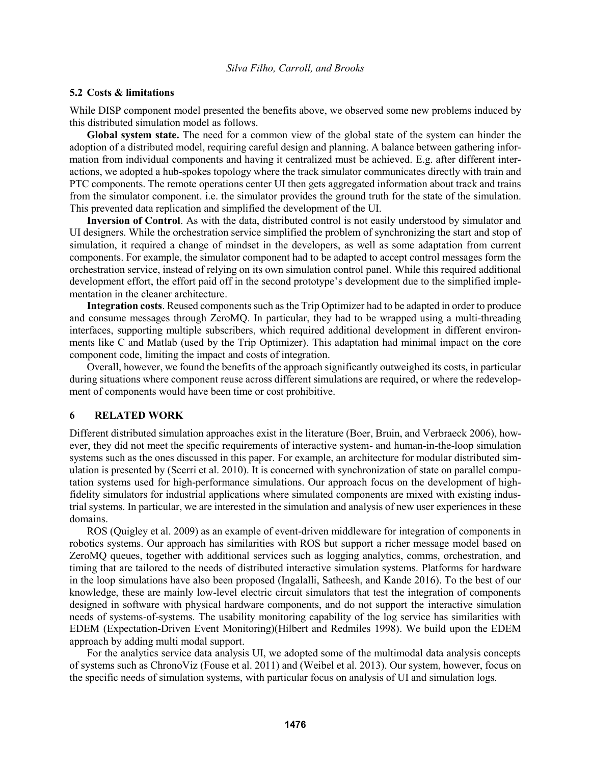### 5.2 Costs & limitations

While DISP component model presented the benefits above, we observed some new problems induced by this distributed simulation model as follows.

**Global system state.** The need for a common view of the global state of the system can hinder the adoption of a distributed model, requiring careful design and planning. A balance between gathering information from individual components and having it centralized must be achieved. E.g. after different interactions, we adopted a hub-spokes topology where the track simulator communicates directly with train and PTC components. The remote operations center UI then gets aggregated information about track and trains from the simulator component. i.e. the simulator provides the ground truth for the state of the simulation. This prevented data replication and simplified the development of the UI.

**Inversion of Control**. As with the data, distributed control is not easily understood by simulator and UI designers. While the orchestration service simplified the problem of synchronizing the start and stop of simulation, it required a change of mindset in the developers, as well as some adaptation from current components. For example, the simulator component had to be adapted to accept control messages form the orchestration service, instead of relying on its own simulation control panel. While this required additional development effort, the effort paid off in the second prototype's development due to the simplified implementation in the cleaner architecture.

**Integration costs**. Reused components such as the Trip Optimizer had to be adapted in order to produce and consume messages through ZeroMQ. In particular, they had to be wrapped using a multi-threading interfaces, supporting multiple subscribers, which required additional development in different environments like C and Matlab (used by the Trip Optimizer). This adaptation had minimal impact on the core component code, limiting the impact and costs of integration.

Overall, however, we found the benefits of the approach significantly outweighed its costs, in particular during situations where component reuse across different simulations are required, or where the redevelopment of components would have been time or cost prohibitive.

## 6 RELATED WORK

Different distributed simulation approaches exist in the literature (Boer, Bruin, and Verbraeck 2006), however, they did not meet the specific requirements of interactive system- and human-in-the-loop simulation systems such as the ones discussed in this paper. For example, an architecture for modular distributed simulation is presented by (Scerri et al. 2010). It is concerned with synchronization of state on parallel computation systems used for high-performance simulations. Our approach focus on the development of high-fidelity simulators for industrial applications where simulated components are mixed with existing industrial systems. In particular, we are interested in the simulation and analysis of new user experiences in these domains.

ROS (Quigley et al. 2009) as an example of event-driven middleware for integration of components in robotics systems. Our approach has similarities with ROS but support a richer message model based on ZeroMQ queues, together with additional services such as logging analytics, comms, orchestration, and timing that are tailored to the needs of distributed interactive simulation systems. Platforms for hardware in the loop simulations have also been proposed (Ingalalli, Satheesh, and Kande 2016). To the best of our knowledge, these are mainly low-level electric circuit simulators that test the integration of components designed in software with physical hardware components, and do not support the interactive simulation needs of systems-of-systems. The usability monitoring capability of the log service has similarities with EDEM (Expectation-Driven Event Monitoring)(Hilbert and Redmiles 1998). We build upon the EDEM approach by adding multi modal support.

For the analytics service data analysis UI, we adopted some of the multimodal data analysis concepts of systems such as ChronoViz (Fouse et al. 2011) and (Weibel et al. 2013). Our system, however, focus on the specific needs of simulation systems, with particular focus on analysis of UI and simulation logs.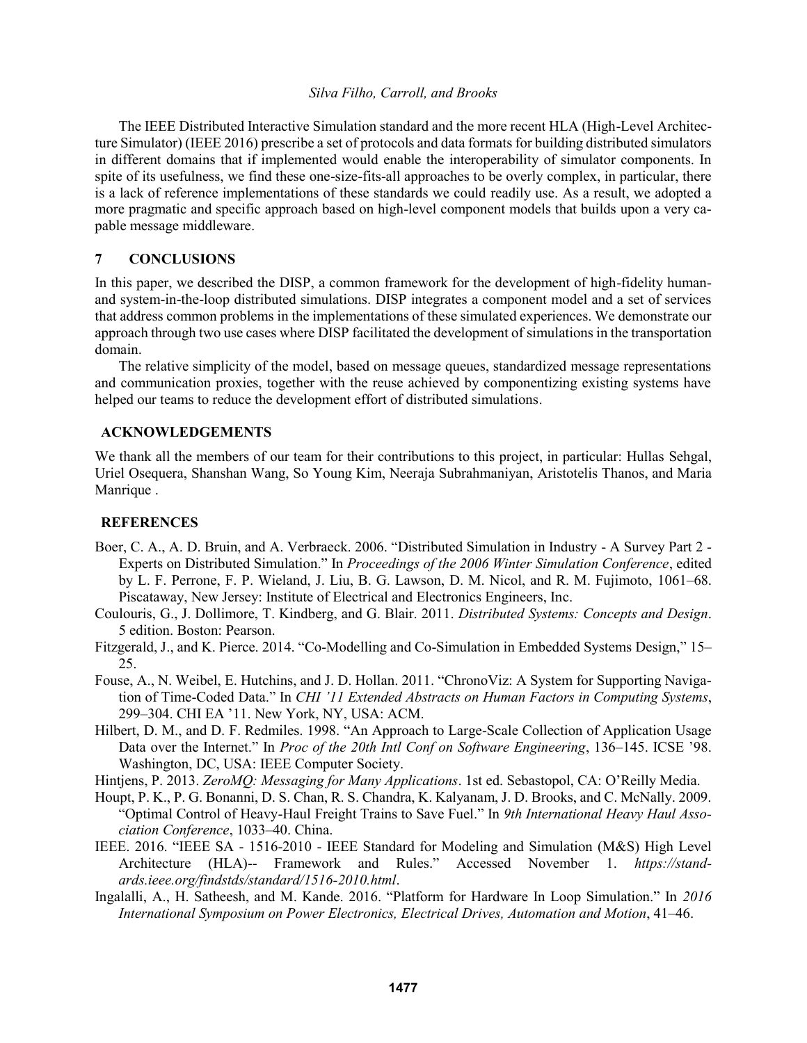The IEEE Distributed Interactive Simulation standard and the more recent HLA (High-Level Architecture Simulator) (IEEE 2016) prescribe a set of protocols and data formats for building distributed simulators in different domains that if implemented would enable the interoperability of simulator components. In spite of its usefulness, we find these one-size-fits-all approaches to be overly complex, in particular, there is a lack of reference implementations of these standards we could readily use. As a result, we adopted a more pragmatic and specific approach based on high-level component models that builds upon a very capable message middleware.

## 7 CONCLUSIONS

In this paper, we described the DISP, a common framework for the development of high-fidelity human- and system-in-the-loop distributed simulations. DISP integrates a component model and a set of services that address common problems in the implementations of these simulated experiences. We demonstrate our approach through two use cases where DISP facilitated the development of simulations in the transportation domain.

The relative simplicity of the model, based on message queues, standardized message representations and communication proxies, together with the reuse achieved by componentizing existing systems have helped our teams to reduce the development effort of distributed simulations.

## ACKNOWLEDGEMENTS

We thank all the members of our team for their contributions to this project, in particular: Hullas Sehgal, Uriel Osequera, Shanshan Wang, So Young Kim, Neeraja Subrahmaniyan, Aristotelis Thanos, and Maria Manrique .

## REFERENCES

Boer, C. A., A. D. Bruin, and A. Verbraeck. 2006. "Distributed Simulation in Industry - A Survey Part 2 - Experts on Distributed Simulation." In *Proceedings of the 2006 Winter Simulation Conference*, edited by L. F. Perrone, F. P. Wieland, J. Liu, B. G. Lawson, D. M. Nicol, and R. M. Fujimoto, 1061–68. Piscataway, New Jersey: Institute of Electrical and Electronics Engineers, Inc.

Coulouris, G., J. Dollimore, T. Kindberg, and G. Blair. 2011. *Distributed Systems: Concepts and Design*. 5 edition. Boston: Pearson.

Fitzgerald, J., and K. Pierce. 2014. "Co-Modelling and Co-Simulation in Embedded Systems Design," 15–25.

Fouse, A., N. Weibel, E. Hutchins, and J. D. Hollan. 2011. "ChronoViz: A System for Supporting Navigation of Time-Coded Data." In *CHI '11 Extended Abstracts on Human Factors in Computing Systems*, 299–304. CHI EA '11. New York, NY, USA: ACM.

Hilbert, D. M., and D. F. Redmiles. 1998. "An Approach to Large-Scale Collection of Application Usage Data over the Internet." In *Proc of the 20th Intl Conf on Software Engineering*, 136–145. ICSE '98. Washington, DC, USA: IEEE Computer Society.

Hintjens, P. 2013. *ZeroMQ: Messaging for Many Applications*. 1st ed. Sebastopol, CA: O'Reilly Media.

Houpt, P. K., P. G. Bonanni, D. S. Chan, R. S. Chandra, K. Kalyanam, J. D. Brooks, and C. McNally. 2009. "Optimal Control of Heavy-Haul Freight Trains to Save Fuel." In *9th International Heavy Haul Association Conference*, 1033–40. China.

IEEE. 2016. "IEEE SA - 1516-2010 - IEEE Standard for Modeling and Simulation (M&S) High Level Architecture (HLA)-- Framework and Rules." Accessed November 1. *https://standards.ieee.org/findstds/standard/1516-2010.html*.

Ingalalli, A., H. Satheesh, and M. Kande. 2016. "Platform for Hardware In Loop Simulation." In *2016 International Symposium on Power Electronics, Electrical Drives, Automation and Motion*, 41–46.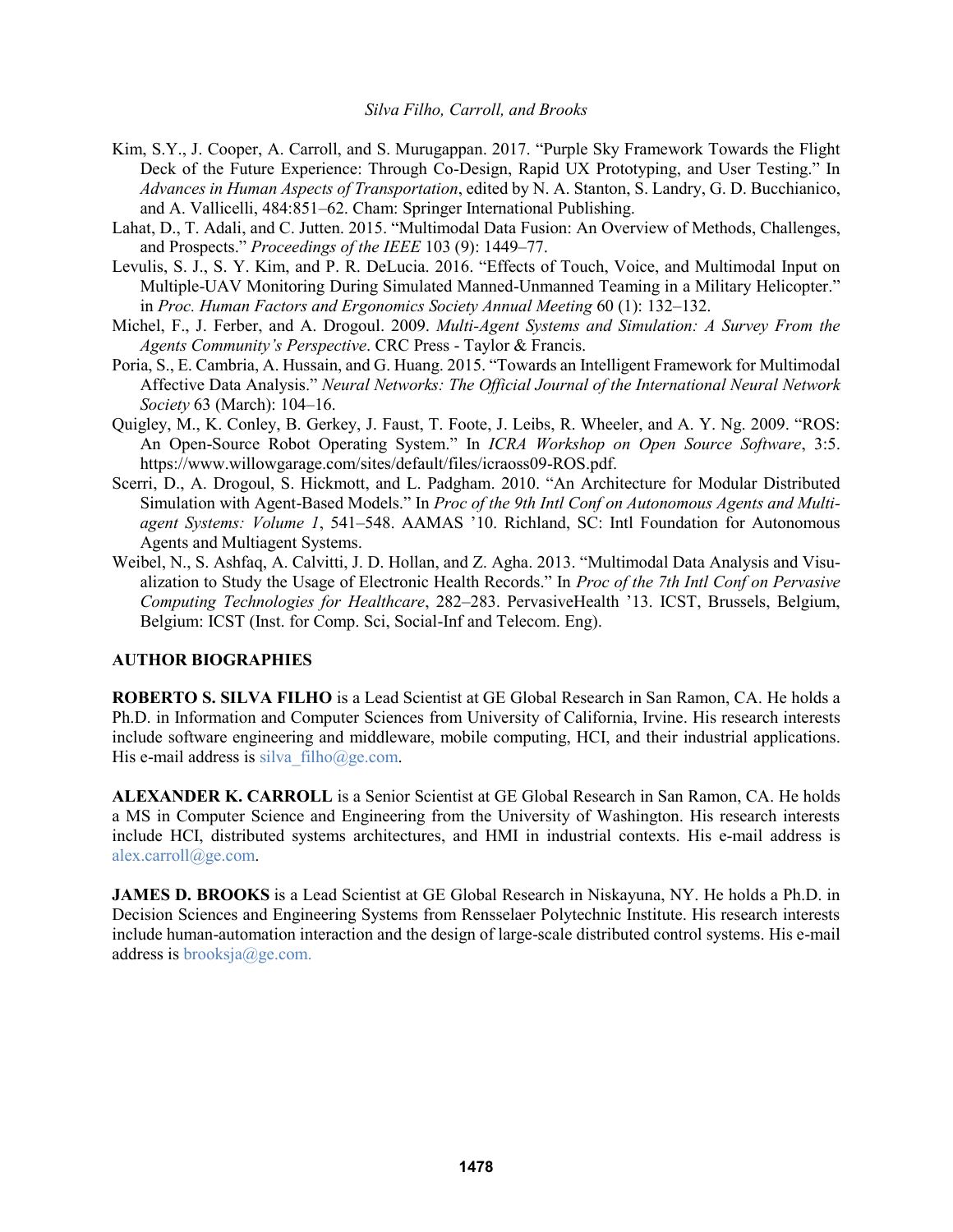Kim, S.Y., J. Cooper, A. Carroll, and S. Murugappan. 2017. "Purple Sky Framework Towards the Flight Deck of the Future Experience: Through Co-Design, Rapid UX Prototyping, and User Testing." In *Advances in Human Aspects of Transportation*, edited by N. A. Stanton, S. Landry, G. D. Bucchianico, and A. Vallicelli, 484:851–62. Cham: Springer International Publishing.

Lahat, D., T. Adali, and C. Jutten. 2015. "Multimodal Data Fusion: An Overview of Methods, Challenges, and Prospects." *Proceedings of the IEEE* 103 (9): 1449–77.

Levulis, S. J., S. Y. Kim, and P. R. DeLucia. 2016. "Effects of Touch, Voice, and Multimodal Input on Multiple-UAV Monitoring During Simulated Manned-Unmanned Teaming in a Military Helicopter." in *Proc. Human Factors and Ergonomics Society Annual Meeting* 60 (1): 132–132.

Michel, F., J. Ferber, and A. Drogoul. 2009. *Multi-Agent Systems and Simulation: A Survey From the Agents Community's Perspective*. CRC Press - Taylor & Francis.

Poria, S., E. Cambria, A. Hussain, and G. Huang. 2015. "Towards an Intelligent Framework for Multimodal Affective Data Analysis." *Neural Networks: The Official Journal of the International Neural Network Society* 63 (March): 104–16.

Quigley, M., K. Conley, B. Gerkey, J. Faust, T. Foote, J. Leibs, R. Wheeler, and A. Y. Ng. 2009. "ROS: An Open-Source Robot Operating System." In *ICRA Workshop on Open Source Software*, 3:5. https://www.willowgarage.com/sites/default/files/icraoss09-ROS.pdf.

Scerri, D., A. Drogoul, S. Hickmott, and L. Padgham. 2010. "An Architecture for Modular Distributed Simulation with Agent-Based Models." In *Proc of the 9th Intl Conf on Autonomous Agents and Multi-agent Systems: Volume 1*, 541–548. AAMAS '10. Richland, SC: Intl Foundation for Autonomous Agents and Multiagent Systems.

Weibel, N., S. Ashfaq, A. Calvitti, J. D. Hollan, and Z. Agha. 2013. "Multimodal Data Analysis and Visualization to Study the Usage of Electronic Health Records." In *Proc of the 7th Intl Conf on Pervasive Computing Technologies for Healthcare*, 282–283. PervasiveHealth '13. ICST, Brussels, Belgium, Belgium: ICST (Inst. for Comp. Sci, Social-Inf and Telecom. Eng).

## AUTHOR BIOGRAPHIES

**ROBERTO S. SILVA FILHO** is a Lead Scientist at GE Global Research in San Ramon, CA. He holds a Ph.D. in Information and Computer Sciences from University of California, Irvine. His research interests include software engineering and middleware, mobile computing, HCI, and their industrial applications. His e-mail address is silva_filho@ge.com.

**ALEXANDER K. CARROLL** is a Senior Scientist at GE Global Research in San Ramon, CA. He holds a MS in Computer Science and Engineering from the University of Washington. His research interests include HCI, distributed systems architectures, and HMI in industrial contexts. His e-mail address is alex.carroll@ge.com.

**JAMES D. BROOKS** is a Lead Scientist at GE Global Research in Niskayuna, NY. He holds a Ph.D. in Decision Sciences and Engineering Systems from Rensselaer Polytechnic Institute. His research interests include human-automation interaction and the design of large-scale distributed control systems. His e-mail address is brooksja@ge.com.